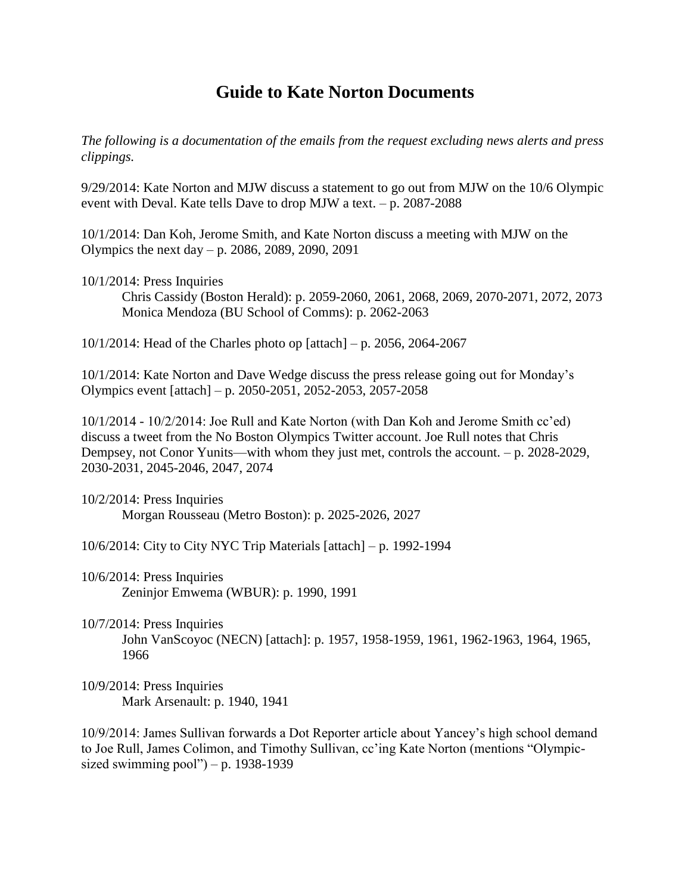# Guide to Kate Norton Documents

*The following is a documentation of the emails from the request excluding news alerts and press clippings.*

9/29/2014: Kate Norton and MJW discuss a statement to go out from MJW on the 10/6 Olympic event with Deval. Kate tells Dave to drop MJW a text. – p. 2087-2088

10/1/2014: Dan Koh, Jerome Smith, and Kate Norton discuss a meeting with MJW on the Olympics the next day – p. 2086, 2089, 2090, 2091

10/1/2014: Press Inquiries

Chris Cassidy (Boston Herald): p. 2059-2060, 2061, 2068, 2069, 2070-2071, 2072, 2073

Monica Mendoza (BU School of Comms): p. 2062-2063

10/1/2014: Head of the Charles photo op [attach] – p. 2056, 2064-2067

10/1/2014: Kate Norton and Dave Wedge discuss the press release going out for Monday's Olympics event [attach] – p. 2050-2051, 2052-2053, 2057-2058

10/1/2014 - 10/2/2014: Joe Rull and Kate Norton (with Dan Koh and Jerome Smith cc'ed) discuss a tweet from the No Boston Olympics Twitter account. Joe Rull notes that Chris Dempsey, not Conor Yunits—with whom they just met, controls the account. – p. 2028-2029, 2030-2031, 2045-2046, 2047, 2074

10/2/2014: Press Inquiries

Morgan Rousseau (Metro Boston): p. 2025-2026, 2027

10/6/2014: City to City NYC Trip Materials [attach] – p. 1992-1994

10/6/2014: Press Inquiries

Zeninjor Emwema (WBUR): p. 1990, 1991

10/7/2014: Press Inquiries

John VanScoyoc (NECN) [attach]: p. 1957, 1958-1959, 1961, 1962-1963, 1964, 1965, 1966

10/9/2014: Press Inquiries

Mark Arsenault: p. 1940, 1941

10/9/2014: James Sullivan forwards a Dot Reporter article about Yancey's high school demand to Joe Rull, James Colimon, and Timothy Sullivan, cc'ing Kate Norton (mentions "Olympic-sized swimming pool") – p. 1938-1939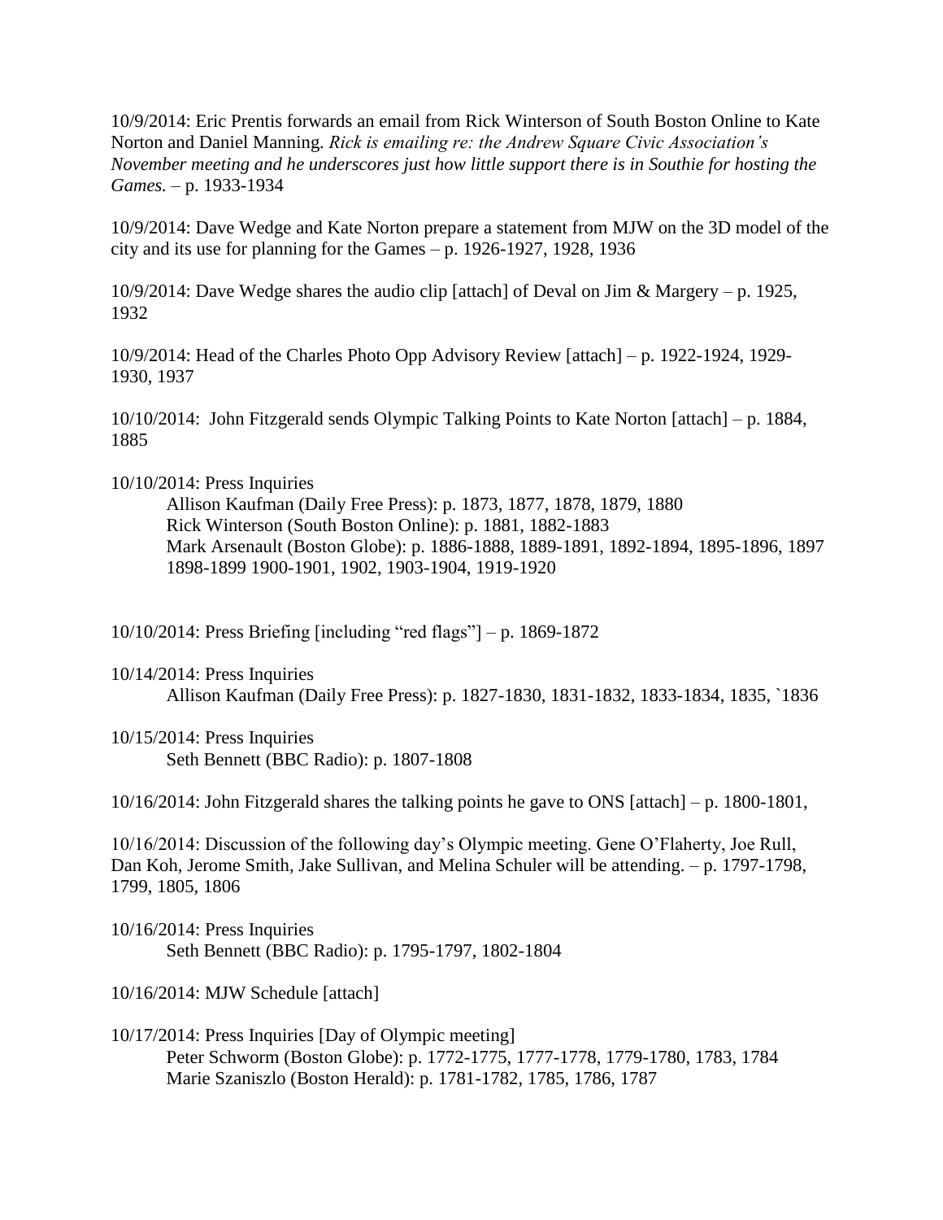10/9/2014: Eric Prentis forwards an email from Rick Winterson of South Boston Online to Kate Norton and Daniel Manning. *Rick is emailing re: the Andrew Square Civic Association's November meeting and he underscores just how little support there is in Southie for hosting the Games.* – p. 1933-1934

10/9/2014: Dave Wedge and Kate Norton prepare a statement from MJW on the 3D model of the city and its use for planning for the Games – p. 1926-1927, 1928, 1936

10/9/2014: Dave Wedge shares the audio clip [attach] of Deval on Jim & Margery – p. 1925, 1932

10/9/2014: Head of the Charles Photo Opp Advisory Review [attach] – p. 1922-1924, 1929-1930, 1937

10/10/2014: John Fitzgerald sends Olympic Talking Points to Kate Norton [attach] – p. 1884, 1885

10/10/2014: Press Inquiries

- Allison Kaufman (Daily Free Press): p. 1873, 1877, 1878, 1879, 1880
- Rick Winterson (South Boston Online): p. 1881, 1882-1883
- Mark Arsenault (Boston Globe): p. 1886-1888, 1889-1891, 1892-1894, 1895-1896, 1897 1898-1899 1900-1901, 1902, 1903-1904, 1919-1920

10/10/2014: Press Briefing [including "red flags"] – p. 1869-1872

10/14/2014: Press Inquiries

- Allison Kaufman (Daily Free Press): p. 1827-1830, 1831-1832, 1833-1834, 1835, `1836

10/15/2014: Press Inquiries

- Seth Bennett (BBC Radio): p. 1807-1808

10/16/2014: John Fitzgerald shares the talking points he gave to ONS [attach] – p. 1800-1801,

10/16/2014: Discussion of the following day's Olympic meeting. Gene O'Flaherty, Joe Rull, Dan Koh, Jerome Smith, Jake Sullivan, and Melina Schuler will be attending. – p. 1797-1798, 1799, 1805, 1806

10/16/2014: Press Inquiries

- Seth Bennett (BBC Radio): p. 1795-1797, 1802-1804

10/16/2014: MJW Schedule [attach]

10/17/2014: Press Inquiries [Day of Olympic meeting]

- Peter Schworm (Boston Globe): p. 1772-1775, 1777-1778, 1779-1780, 1783, 1784
- Marie Szaniszlo (Boston Herald): p. 1781-1782, 1785, 1786, 1787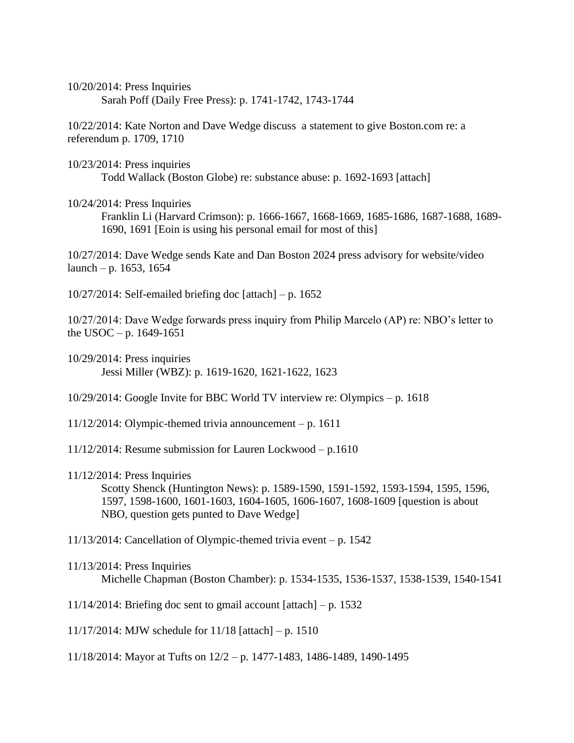10/20/2014: Press Inquiries

Sarah Poff (Daily Free Press): p. 1741-1742, 1743-1744

10/22/2014: Kate Norton and Dave Wedge discuss a statement to give Boston.com re: a referendum p. 1709, 1710

10/23/2014: Press inquiries

Todd Wallack (Boston Globe) re: substance abuse: p. 1692-1693 [attach]

10/24/2014: Press Inquiries

Franklin Li (Harvard Crimson): p. 1666-1667, 1668-1669, 1685-1686, 1687-1688, 1689-1690, 1691 [Eoin is using his personal email for most of this]

10/27/2014: Dave Wedge sends Kate and Dan Boston 2024 press advisory for website/video launch – p. 1653, 1654

10/27/2014: Self-emailed briefing doc [attach] – p. 1652

10/27/2014: Dave Wedge forwards press inquiry from Philip Marcelo (AP) re: NBO's letter to the USOC – p. 1649-1651

10/29/2014: Press inquiries

Jessi Miller (WBZ): p. 1619-1620, 1621-1622, 1623

10/29/2014: Google Invite for BBC World TV interview re: Olympics – p. 1618

11/12/2014: Olympic-themed trivia announcement – p. 1611

11/12/2014: Resume submission for Lauren Lockwood – p.1610

11/12/2014: Press Inquiries

Scotty Shenck (Huntington News): p. 1589-1590, 1591-1592, 1593-1594, 1595, 1596, 1597, 1598-1600, 1601-1603, 1604-1605, 1606-1607, 1608-1609 [question is about NBO, question gets punted to Dave Wedge]

11/13/2014: Cancellation of Olympic-themed trivia event – p. 1542

11/13/2014: Press Inquiries

Michelle Chapman (Boston Chamber): p. 1534-1535, 1536-1537, 1538-1539, 1540-1541

11/14/2014: Briefing doc sent to gmail account [attach] – p. 1532

11/17/2014: MJW schedule for 11/18 [attach] – p. 1510

11/18/2014: Mayor at Tufts on 12/2 – p. 1477-1483, 1486-1489, 1490-1495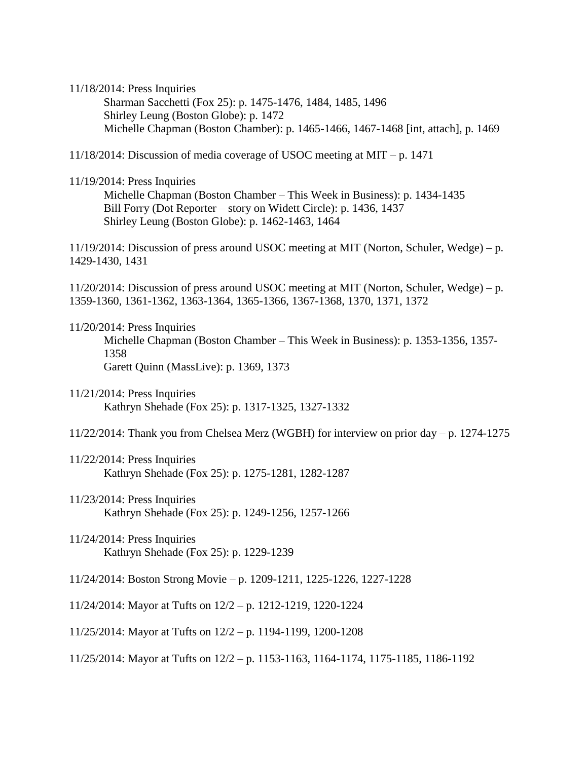11/18/2014: Press Inquiries

Sharman Sacchetti (Fox 25): p. 1475-1476, 1484, 1485, 1496
Shirley Leung (Boston Globe): p. 1472
Michelle Chapman (Boston Chamber): p. 1465-1466, 1467-1468 [int, attach], p. 1469

11/18/2014: Discussion of media coverage of USOC meeting at MIT – p. 1471

11/19/2014: Press Inquiries

Michelle Chapman (Boston Chamber – This Week in Business): p. 1434-1435
Bill Forry (Dot Reporter – story on Widett Circle): p. 1436, 1437
Shirley Leung (Boston Globe): p. 1462-1463, 1464

11/19/2014: Discussion of press around USOC meeting at MIT (Norton, Schuler, Wedge) – p. 1429-1430, 1431

11/20/2014: Discussion of press around USOC meeting at MIT (Norton, Schuler, Wedge) – p. 1359-1360, 1361-1362, 1363-1364, 1365-1366, 1367-1368, 1370, 1371, 1372

11/20/2014: Press Inquiries

Michelle Chapman (Boston Chamber – This Week in Business): p. 1353-1356, 1357-1358
Garett Quinn (MassLive): p. 1369, 1373

11/21/2014: Press Inquiries

Kathryn Shehade (Fox 25): p. 1317-1325, 1327-1332

11/22/2014: Thank you from Chelsea Merz (WGBH) for interview on prior day – p. 1274-1275

11/22/2014: Press Inquiries

Kathryn Shehade (Fox 25): p. 1275-1281, 1282-1287

11/23/2014: Press Inquiries

Kathryn Shehade (Fox 25): p. 1249-1256, 1257-1266

11/24/2014: Press Inquiries

Kathryn Shehade (Fox 25): p. 1229-1239

11/24/2014: Boston Strong Movie – p. 1209-1211, 1225-1226, 1227-1228

11/24/2014: Mayor at Tufts on 12/2 – p. 1212-1219, 1220-1224

11/25/2014: Mayor at Tufts on 12/2 – p. 1194-1199, 1200-1208

11/25/2014: Mayor at Tufts on 12/2 – p. 1153-1163, 1164-1174, 1175-1185, 1186-1192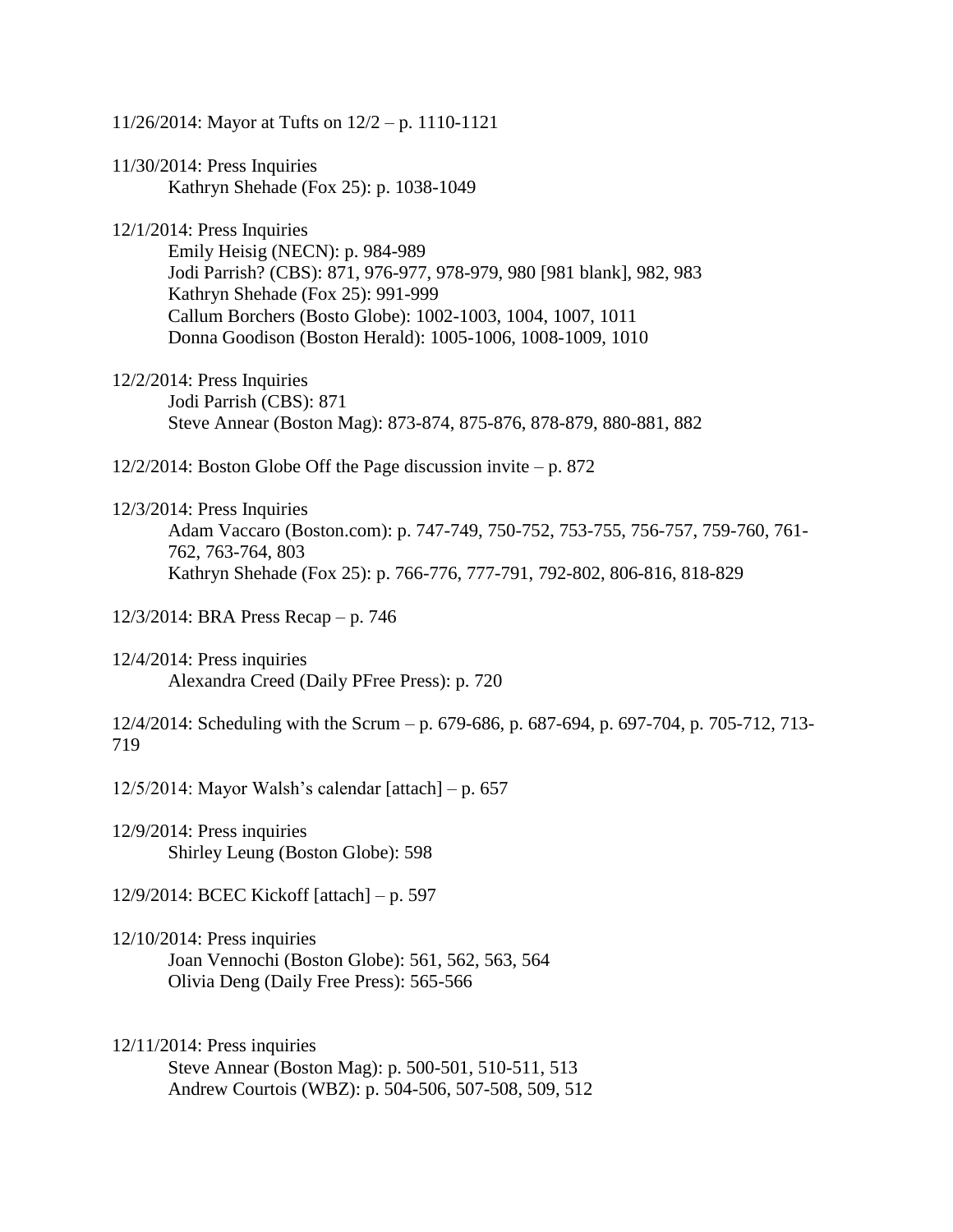11/26/2014: Mayor at Tufts on 12/2 – p. 1110-1121

11/30/2014: Press Inquiries
    Kathryn Shehade (Fox 25): p. 1038-1049

12/1/2014: Press Inquiries
    Emily Heisig (NECN): p. 984-989
    Jodi Parrish? (CBS): 871, 976-977, 978-979, 980 [981 blank], 982, 983
    Kathryn Shehade (Fox 25): 991-999
    Callum Borchers (Bosto Globe): 1002-1003, 1004, 1007, 1011
    Donna Goodison (Boston Herald): 1005-1006, 1008-1009, 1010

12/2/2014: Press Inquiries
    Jodi Parrish (CBS): 871
    Steve Annear (Boston Mag): 873-874, 875-876, 878-879, 880-881, 882

12/2/2014: Boston Globe Off the Page discussion invite – p. 872

12/3/2014: Press Inquiries
    Adam Vaccaro (Boston.com): p. 747-749, 750-752, 753-755, 756-757, 759-760, 761-762, 763-764, 803
    Kathryn Shehade (Fox 25): p. 766-776, 777-791, 792-802, 806-816, 818-829

12/3/2014: BRA Press Recap – p. 746

12/4/2014: Press inquiries
    Alexandra Creed (Daily PFree Press): p. 720

12/4/2014: Scheduling with the Scrum – p. 679-686, p. 687-694, p. 697-704, p. 705-712, 713-719

12/5/2014: Mayor Walsh's calendar [attach] – p. 657

12/9/2014: Press inquiries
    Shirley Leung (Boston Globe): 598

12/9/2014: BCEC Kickoff [attach] – p. 597

12/10/2014: Press inquiries
    Joan Vennochi (Boston Globe): 561, 562, 563, 564
    Olivia Deng (Daily Free Press): 565-566

12/11/2014: Press inquiries
    Steve Annear (Boston Mag): p. 500-501, 510-511, 513
    Andrew Courtois (WBZ): p. 504-506, 507-508, 509, 512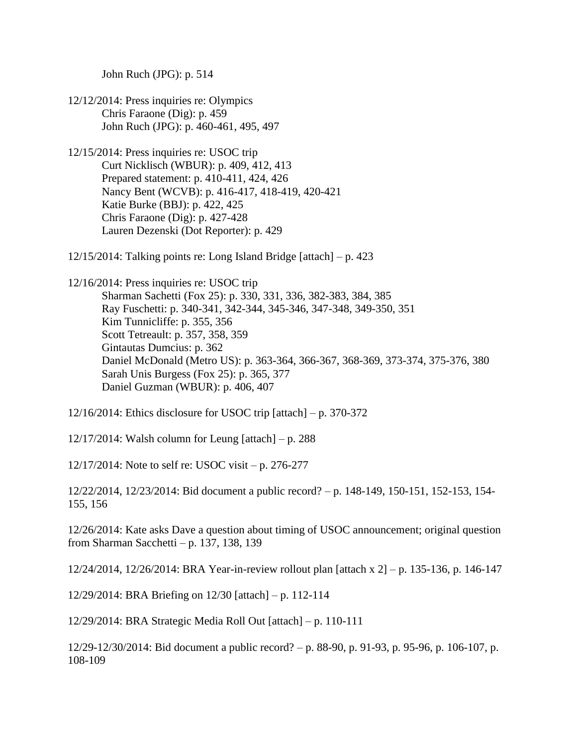John Ruch (JPG): p. 514

12/12/2014: Press inquiries re: Olympics
Chris Faraone (Dig): p. 459
John Ruch (JPG): p. 460-461, 495, 497

12/15/2014: Press inquiries re: USOC trip
Curt Nicklisch (WBUR): p. 409, 412, 413
Prepared statement: p. 410-411, 424, 426
Nancy Bent (WCVB): p. 416-417, 418-419, 420-421
Katie Burke (BBJ): p. 422, 425
Chris Faraone (Dig): p. 427-428
Lauren Dezenski (Dot Reporter): p. 429

12/15/2014: Talking points re: Long Island Bridge [attach] – p. 423

12/16/2014: Press inquiries re: USOC trip
Sharman Sachetti (Fox 25): p. 330, 331, 336, 382-383, 384, 385
Ray Fuschetti: p. 340-341, 342-344, 345-346, 347-348, 349-350, 351
Kim Tunnicliffe: p. 355, 356
Scott Tetreault: p. 357, 358, 359
Gintautas Dumcius: p. 362
Daniel McDonald (Metro US): p. 363-364, 366-367, 368-369, 373-374, 375-376, 380
Sarah Unis Burgess (Fox 25): p. 365, 377
Daniel Guzman (WBUR): p. 406, 407

12/16/2014: Ethics disclosure for USOC trip [attach] – p. 370-372

12/17/2014: Walsh column for Leung [attach] – p. 288

12/17/2014: Note to self re: USOC visit – p. 276-277

12/22/2014, 12/23/2014: Bid document a public record? – p. 148-149, 150-151, 152-153, 154-155, 156

12/26/2014: Kate asks Dave a question about timing of USOC announcement; original question from Sharman Sacchetti – p. 137, 138, 139

12/24/2014, 12/26/2014: BRA Year-in-review rollout plan [attach x 2] – p. 135-136, p. 146-147

12/29/2014: BRA Briefing on 12/30 [attach] – p. 112-114

12/29/2014: BRA Strategic Media Roll Out [attach] – p. 110-111

12/29-12/30/2014: Bid document a public record? – p. 88-90, p. 91-93, p. 95-96, p. 106-107, p. 108-109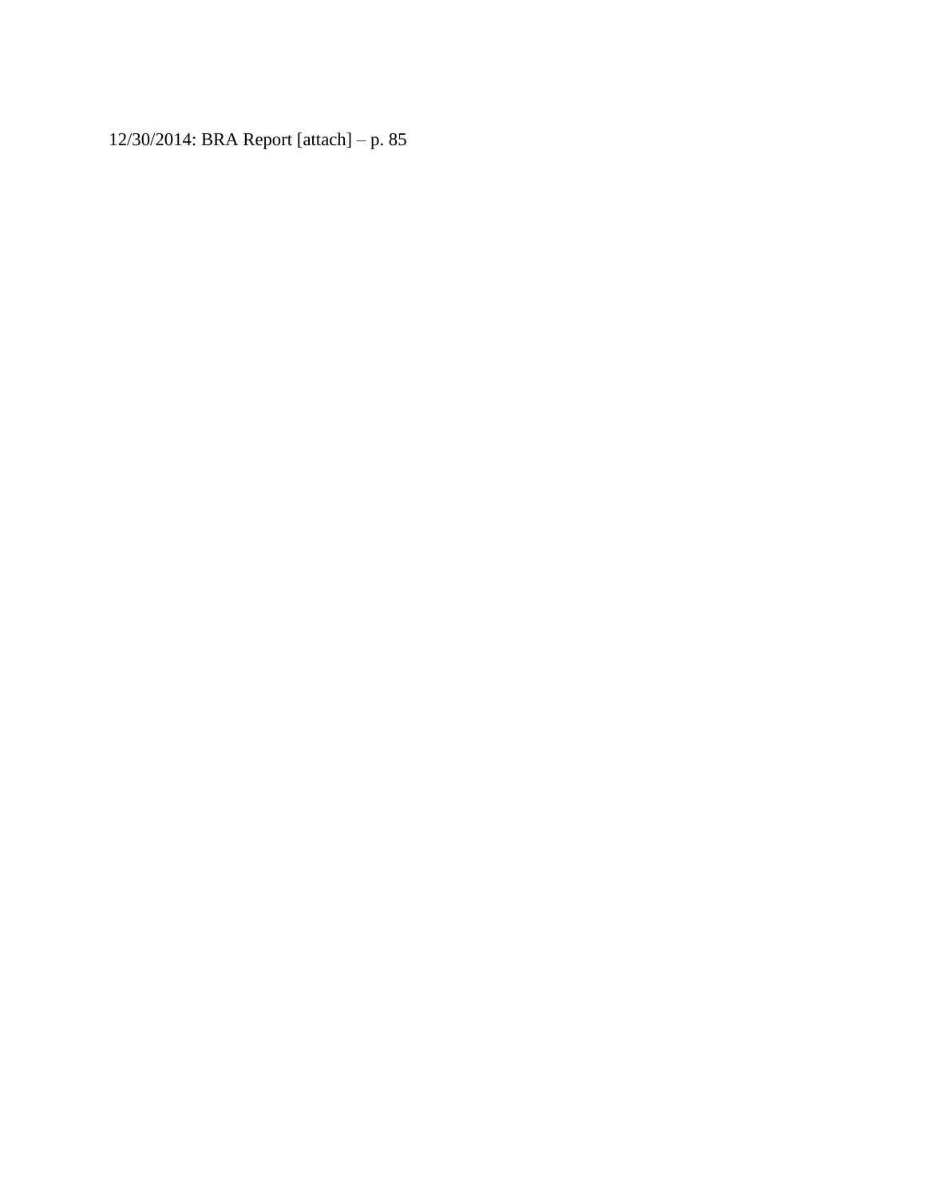12/30/2014: BRA Report [attach] – p. 85